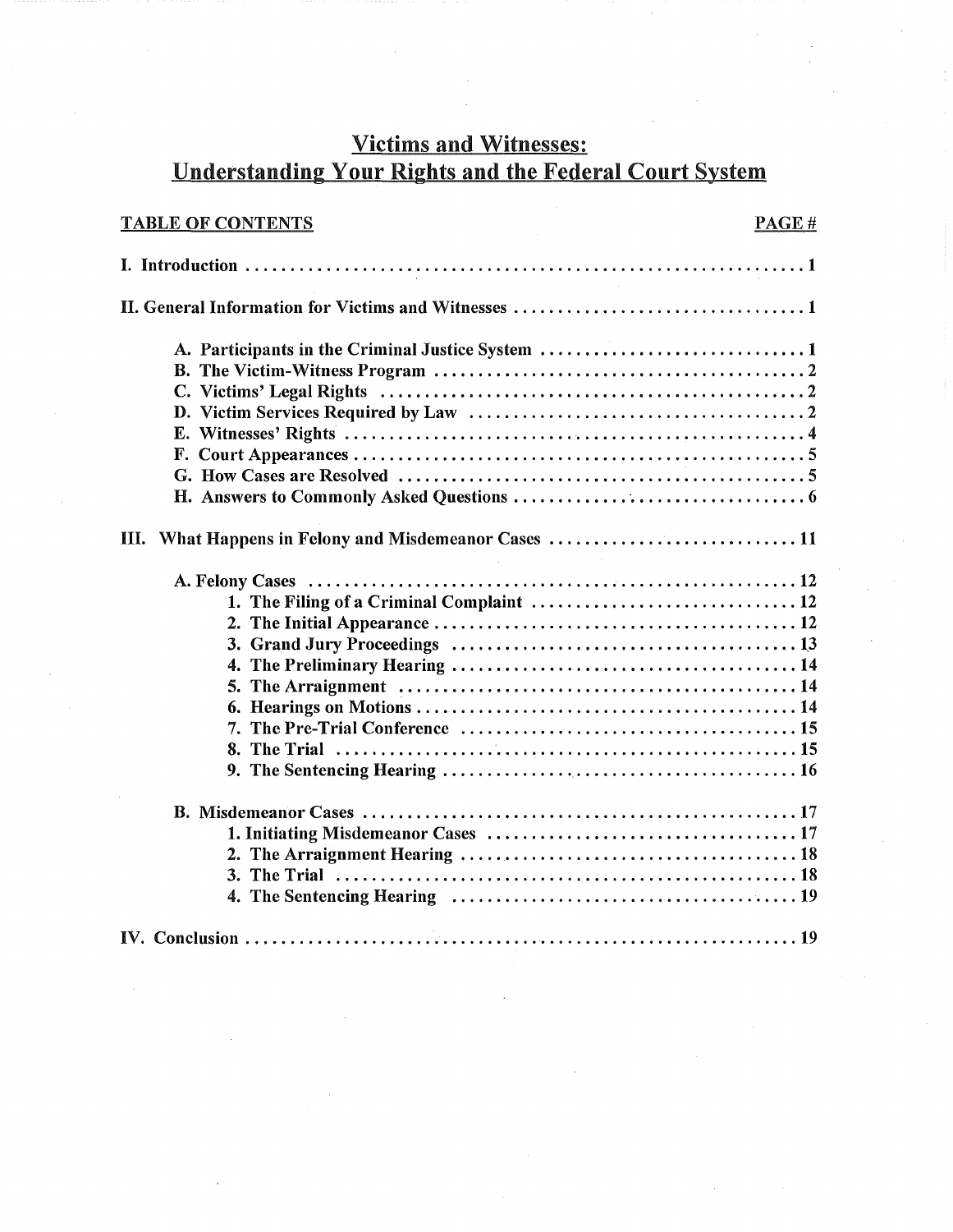# Victims and Witnesses: Understanding Your Rights and the Federal Court System

| TABLE OF CONTENTS | PAGE # |
|---|---|
| **I. Introduction** | **1** |
| **II. General Information for Victims and Witnesses** | **1** |
| **A. Participants in the Criminal Justice System** | **1** |
| **B. The Victim-Witness Program** | **2** |
| **C. Victims' Legal Rights** | **2** |
| **D. Victim Services Required by Law** | **2** |
| **E. Witnesses' Rights** | **4** |
| **F. Court Appearances** | **5** |
| **G. How Cases are Resolved** | **5** |
| **H. Answers to Commonly Asked Questions** | **6** |
| **III. What Happens in Felony and Misdemeanor Cases** | **11** |
| **A. Felony Cases** | **12** |
| **1. The Filing of a Criminal Complaint** | **12** |
| **2. The Initial Appearance** | **12** |
| **3. Grand Jury Proceedings** | **13** |
| **4. The Preliminary Hearing** | **14** |
| **5. The Arraignment** | **14** |
| **6. Hearings on Motions** | **14** |
| **7. The Pre-Trial Conference** | **15** |
| **8. The Trial** | **15** |
| **9. The Sentencing Hearing** | **16** |
| **B. Misdemeanor Cases** | **17** |
| **1. Initiating Misdemeanor Cases** | **17** |
| **2. The Arraignment Hearing** | **18** |
| **3. The Trial** | **18** |
| **4. The Sentencing Hearing** | **19** |
| **IV. Conclusion** | **19** |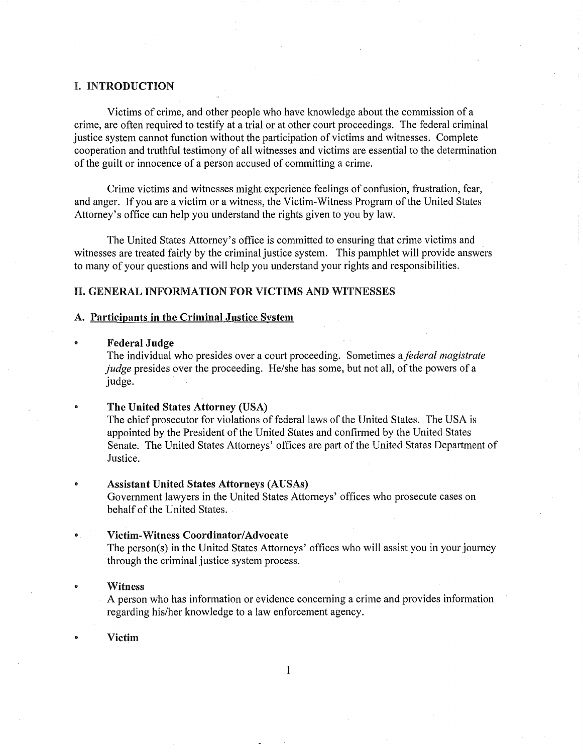## I. INTRODUCTION

Victims of crime, and other people who have knowledge about the commission of a crime, are often required to testify at a trial or at other court proceedings. The federal criminal justice system cannot function without the participation of victims and witnesses. Complete cooperation and truthful testimony of all witnesses and victims are essential to the determination of the guilt or innocence of a person accused of committing a crime.

Crime victims and witnesses might experience feelings of confusion, frustration, fear, and anger. If you are a victim or a witness, the Victim-Witness Program of the United States Attorney's office can help you understand the rights given to you by law.

The United States Attorney's office is committed to ensuring that crime victims and witnesses are treated fairly by the criminal justice system. This pamphlet will provide answers to many of your questions and will help you understand your rights and responsibilities.

## II. GENERAL INFORMATION FOR VICTIMS AND WITNESSES

### A. Participants in the Criminal Justice System

- **Federal Judge**
  The individual who presides over a court proceeding. Sometimes a *federal magistrate judge* presides over the proceeding. He/she has some, but not all, of the powers of a judge.

- **The United States Attorney (USA)**
  The chief prosecutor for violations of federal laws of the United States. The USA is appointed by the President of the United States and confirmed by the United States Senate. The United States Attorneys' offices are part of the United States Department of Justice.

- **Assistant United States Attorneys (AUSAs)**
  Government lawyers in the United States Attorneys' offices who prosecute cases on behalf of the United States.

- **Victim-Witness Coordinator/Advocate**
  The person(s) in the United States Attorneys' offices who will assist you in your journey through the criminal justice system process.

- **Witness**
  A person who has information or evidence concerning a crime and provides information regarding his/her knowledge to a law enforcement agency.

- **Victim**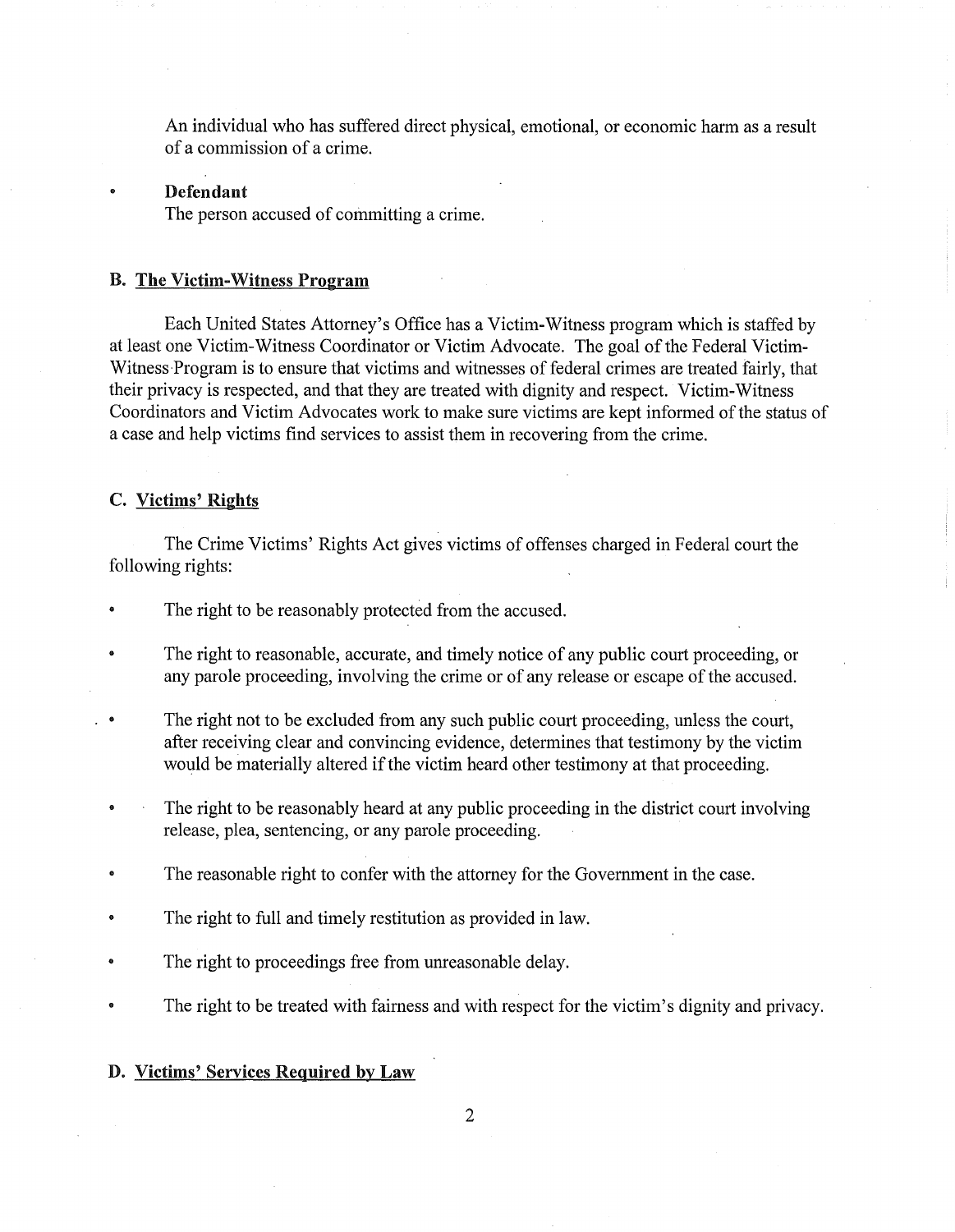An individual who has suffered direct physical, emotional, or economic harm as a result of a commission of a crime.

- **Defendant**
  The person accused of committing a crime.

### B. The Victim-Witness Program

Each United States Attorney's Office has a Victim-Witness program which is staffed by at least one Victim-Witness Coordinator or Victim Advocate. The goal of the Federal Victim-Witness Program is to ensure that victims and witnesses of federal crimes are treated fairly, that their privacy is respected, and that they are treated with dignity and respect. Victim-Witness Coordinators and Victim Advocates work to make sure victims are kept informed of the status of a case and help victims find services to assist them in recovering from the crime.

### C. Victims' Rights

The Crime Victims' Rights Act gives victims of offenses charged in Federal court the following rights:

- The right to be reasonably protected from the accused.
- The right to reasonable, accurate, and timely notice of any public court proceeding, or any parole proceeding, involving the crime or of any release or escape of the accused.
- The right not to be excluded from any such public court proceeding, unless the court, after receiving clear and convincing evidence, determines that testimony by the victim would be materially altered if the victim heard other testimony at that proceeding.
- The right to be reasonably heard at any public proceeding in the district court involving release, plea, sentencing, or any parole proceeding.
- The reasonable right to confer with the attorney for the Government in the case.
- The right to full and timely restitution as provided in law.
- The right to proceedings free from unreasonable delay.
- The right to be treated with fairness and with respect for the victim's dignity and privacy.

### D. Victims' Services Required by Law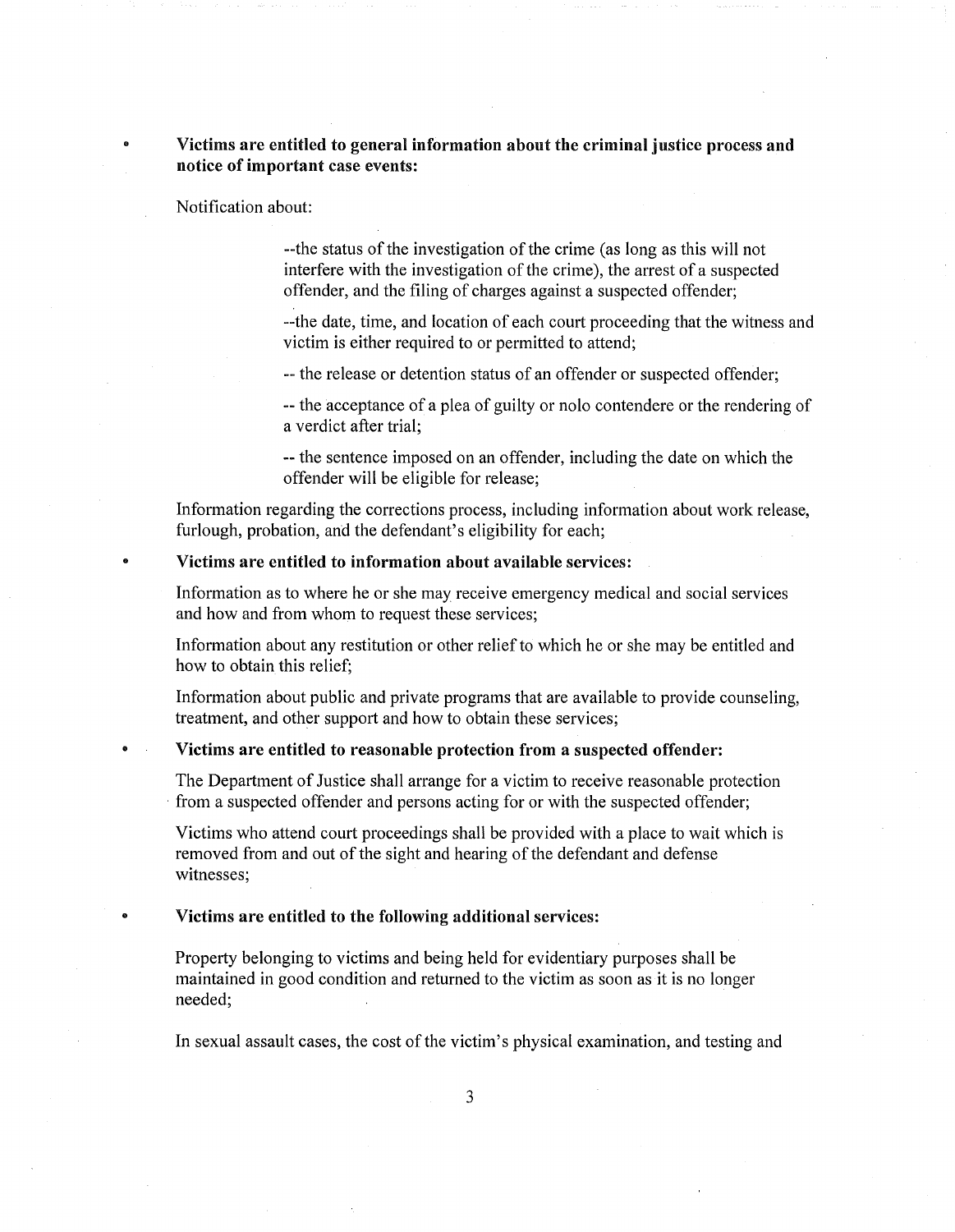- **Victims are entitled to general information about the criminal justice process and notice of important case events:**

  Notification about:

  > --the status of the investigation of the crime (as long as this will not interfere with the investigation of the crime), the arrest of a suspected offender, and the filing of charges against a suspected offender;
  >
  > --the date, time, and location of each court proceeding that the witness and victim is either required to or permitted to attend;
  >
  > -- the release or detention status of an offender or suspected offender;
  >
  > -- the acceptance of a plea of guilty or nolo contendere or the rendering of a verdict after trial;
  >
  > -- the sentence imposed on an offender, including the date on which the offender will be eligible for release;

  Information regarding the corrections process, including information about work release, furlough, probation, and the defendant's eligibility for each;

- **Victims are entitled to information about available services:**

  Information as to where he or she may receive emergency medical and social services and how and from whom to request these services;

  Information about any restitution or other relief to which he or she may be entitled and how to obtain this relief;

  Information about public and private programs that are available to provide counseling, treatment, and other support and how to obtain these services;

- **Victims are entitled to reasonable protection from a suspected offender:**

  The Department of Justice shall arrange for a victim to receive reasonable protection from a suspected offender and persons acting for or with the suspected offender;

  Victims who attend court proceedings shall be provided with a place to wait which is removed from and out of the sight and hearing of the defendant and defense witnesses;

- **Victims are entitled to the following additional services:**

  Property belonging to victims and being held for evidentiary purposes shall be maintained in good condition and returned to the victim as soon as it is no longer needed;

  In sexual assault cases, the cost of the victim's physical examination, and testing and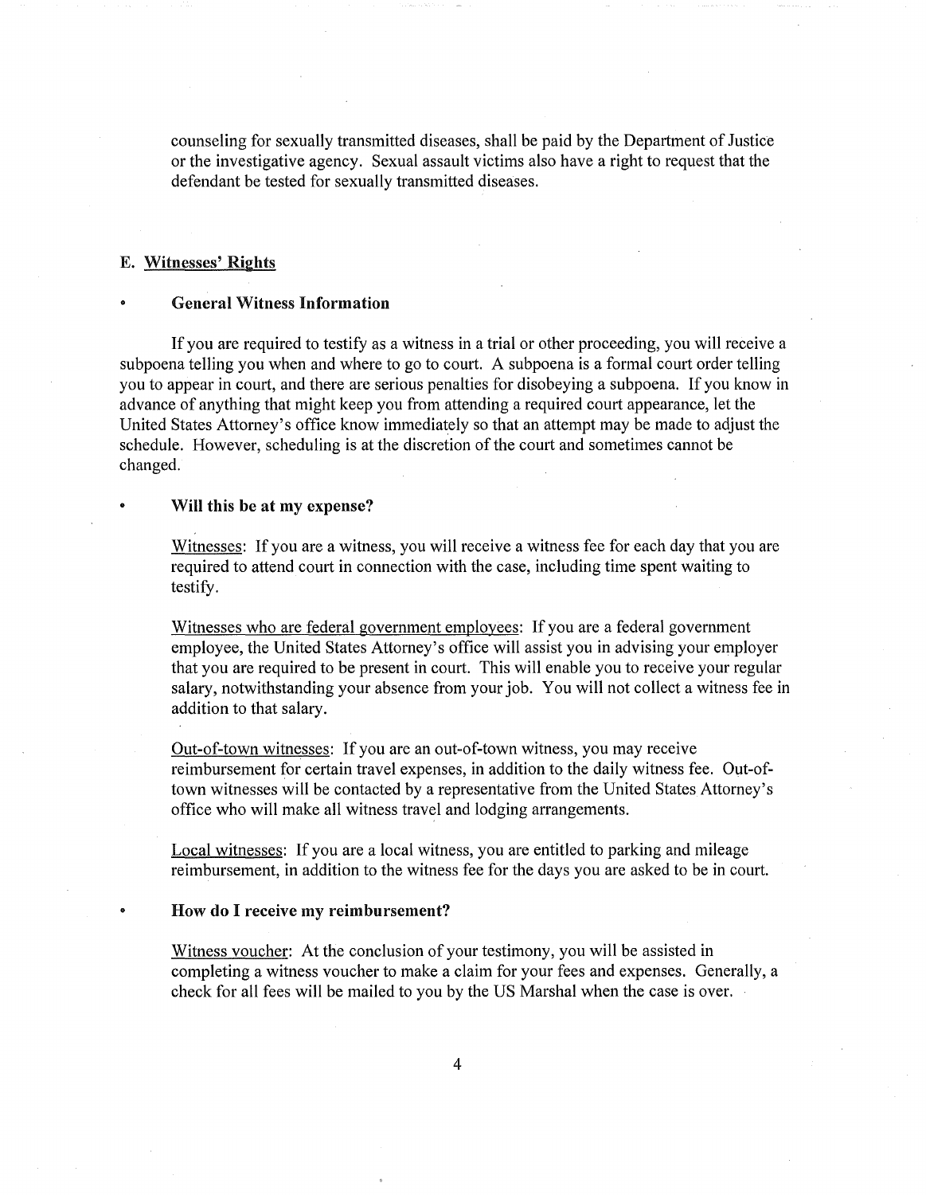counseling for sexually transmitted diseases, shall be paid by the Department of Justice or the investigative agency. Sexual assault victims also have a right to request that the defendant be tested for sexually transmitted diseases.

## E. Witnesses' Rights

- **General Witness Information**

If you are required to testify as a witness in a trial or other proceeding, you will receive a subpoena telling you when and where to go to court. A subpoena is a formal court order telling you to appear in court, and there are serious penalties for disobeying a subpoena. If you know in advance of anything that might keep you from attending a required court appearance, let the United States Attorney's office know immediately so that an attempt may be made to adjust the schedule. However, scheduling is at the discretion of the court and sometimes cannot be changed.

- **Will this be at my expense?**

Witnesses: If you are a witness, you will receive a witness fee for each day that you are required to attend court in connection with the case, including time spent waiting to testify.

Witnesses who are federal government employees: If you are a federal government employee, the United States Attorney's office will assist you in advising your employer that you are required to be present in court. This will enable you to receive your regular salary, notwithstanding your absence from your job. You will not collect a witness fee in addition to that salary.

Out-of-town witnesses: If you are an out-of-town witness, you may receive reimbursement for certain travel expenses, in addition to the daily witness fee. Out-of-town witnesses will be contacted by a representative from the United States Attorney's office who will make all witness travel and lodging arrangements.

Local witnesses: If you are a local witness, you are entitled to parking and mileage reimbursement, in addition to the witness fee for the days you are asked to be in court.

- **How do I receive my reimbursement?**

Witness voucher: At the conclusion of your testimony, you will be assisted in completing a witness voucher to make a claim for your fees and expenses. Generally, a check for all fees will be mailed to you by the US Marshal when the case is over.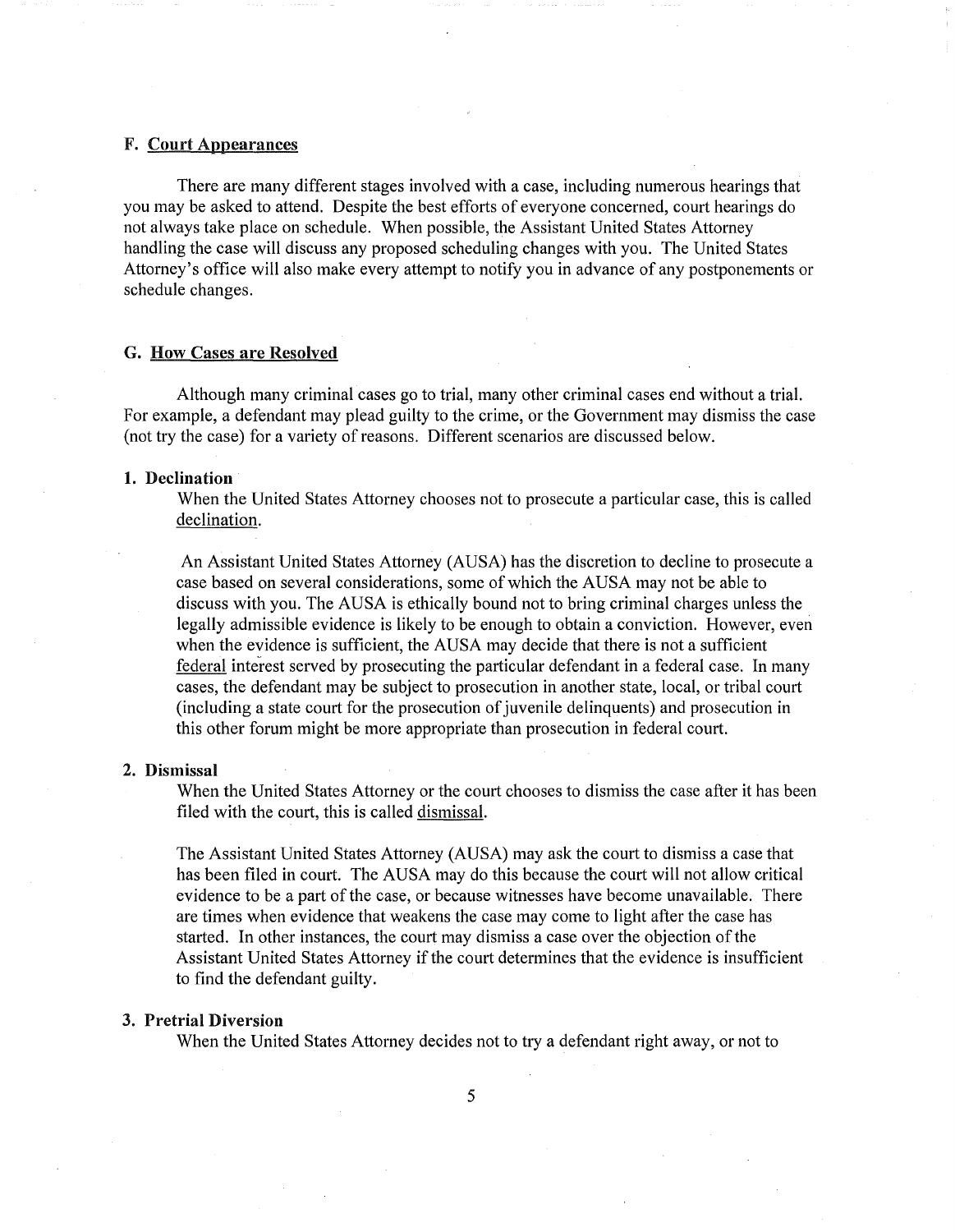### F. <u>Court Appearances</u>

There are many different stages involved with a case, including numerous hearings that you may be asked to attend. Despite the best efforts of everyone concerned, court hearings do not always take place on schedule. When possible, the Assistant United States Attorney handling the case will discuss any proposed scheduling changes with you. The United States Attorney's office will also make every attempt to notify you in advance of any postponements or schedule changes.

### G. <u>How Cases are Resolved</u>

Although many criminal cases go to trial, many other criminal cases end without a trial. For example, a defendant may plead guilty to the crime, or the Government may dismiss the case (not try the case) for a variety of reasons. Different scenarios are discussed below.

#### 1. Declination

When the United States Attorney chooses not to prosecute a particular case, this is called <u>declination</u>.

An Assistant United States Attorney (AUSA) has the discretion to decline to prosecute a case based on several considerations, some of which the AUSA may not be able to discuss with you. The AUSA is ethically bound not to bring criminal charges unless the legally admissible evidence is likely to be enough to obtain a conviction. However, even when the evidence is sufficient, the AUSA may decide that there is not a sufficient <u>federal</u> interest served by prosecuting the particular defendant in a federal case. In many cases, the defendant may be subject to prosecution in another state, local, or tribal court (including a state court for the prosecution of juvenile delinquents) and prosecution in this other forum might be more appropriate than prosecution in federal court.

#### 2. Dismissal

When the United States Attorney or the court chooses to dismiss the case after it has been filed with the court, this is called <u>dismissal</u>.

The Assistant United States Attorney (AUSA) may ask the court to dismiss a case that has been filed in court. The AUSA may do this because the court will not allow critical evidence to be a part of the case, or because witnesses have become unavailable. There are times when evidence that weakens the case may come to light after the case has started. In other instances, the court may dismiss a case over the objection of the Assistant United States Attorney if the court determines that the evidence is insufficient to find the defendant guilty.

#### 3. Pretrial Diversion

When the United States Attorney decides not to try a defendant right away, or not to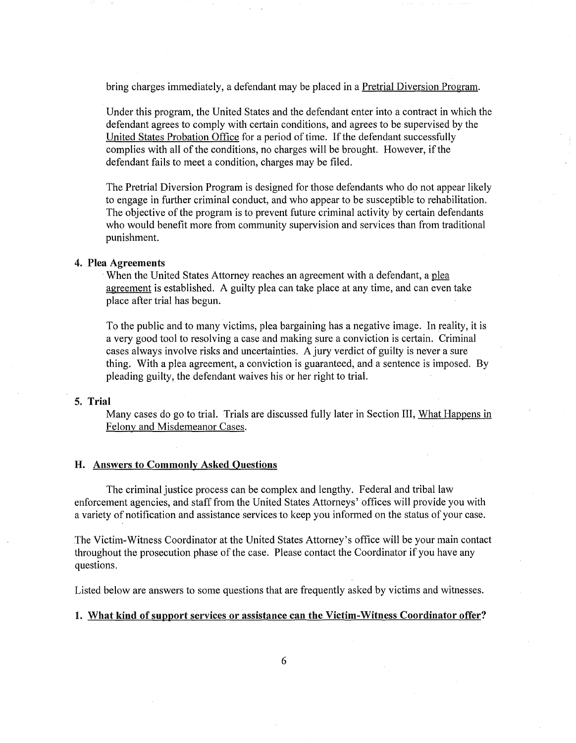bring charges immediately, a defendant may be placed in a Pretrial Diversion Program.

Under this program, the United States and the defendant enter into a contract in which the defendant agrees to comply with certain conditions, and agrees to be supervised by the United States Probation Office for a period of time. If the defendant successfully complies with all of the conditions, no charges will be brought. However, if the defendant fails to meet a condition, charges may be filed.

The Pretrial Diversion Program is designed for those defendants who do not appear likely to engage in further criminal conduct, and who appear to be susceptible to rehabilitation. The objective of the program is to prevent future criminal activity by certain defendants who would benefit more from community supervision and services than from traditional punishment.

**4. Plea Agreements**

When the United States Attorney reaches an agreement with a defendant, a plea agreement is established. A guilty plea can take place at any time, and can even take place after trial has begun.

To the public and to many victims, plea bargaining has a negative image. In reality, it is a very good tool to resolving a case and making sure a conviction is certain. Criminal cases always involve risks and uncertainties. A jury verdict of guilty is never a sure thing. With a plea agreement, a conviction is guaranteed, and a sentence is imposed. By pleading guilty, the defendant waives his or her right to trial.

**5. Trial**

Many cases do go to trial. Trials are discussed fully later in Section III, What Happens in Felony and Misdemeanor Cases.

### H. Answers to Commonly Asked Questions

The criminal justice process can be complex and lengthy. Federal and tribal law enforcement agencies, and staff from the United States Attorneys' offices will provide you with a variety of notification and assistance services to keep you informed on the status of your case.

The Victim-Witness Coordinator at the United States Attorney's office will be your main contact throughout the prosecution phase of the case. Please contact the Coordinator if you have any questions.

Listed below are answers to some questions that are frequently asked by victims and witnesses.

**1. What kind of support services or assistance can the Victim-Witness Coordinator offer?**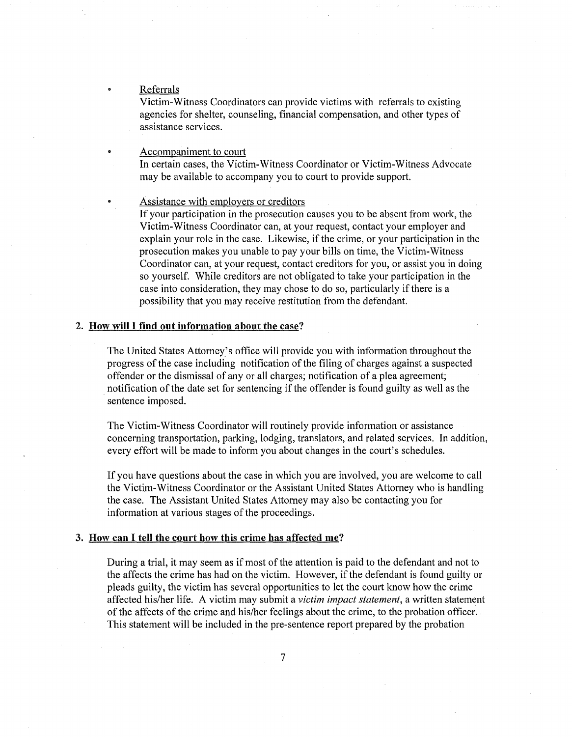- <u>Referrals</u>
  Victim-Witness Coordinators can provide victims with referrals to existing agencies for shelter, counseling, financial compensation, and other types of assistance services.

- <u>Accompaniment to court</u>
  In certain cases, the Victim-Witness Coordinator or Victim-Witness Advocate may be available to accompany you to court to provide support.

- <u>Assistance with employers or creditors</u>
  If your participation in the prosecution causes you to be absent from work, the Victim-Witness Coordinator can, at your request, contact your employer and explain your role in the case. Likewise, if the crime, or your participation in the prosecution makes you unable to pay your bills on time, the Victim-Witness Coordinator can, at your request, contact creditors for you, or assist you in doing so yourself. While creditors are not obligated to take your participation in the case into consideration, they may chose to do so, particularly if there is a possibility that you may receive restitution from the defendant.

### 2. <u>How will I find out information about the case?</u>

The United States Attorney's office will provide you with information throughout the progress of the case including notification of the filing of charges against a suspected offender or the dismissal of any or all charges; notification of a plea agreement; notification of the date set for sentencing if the offender is found guilty as well as the sentence imposed.

The Victim-Witness Coordinator will routinely provide information or assistance concerning transportation, parking, lodging, translators, and related services. In addition, every effort will be made to inform you about changes in the court's schedules.

If you have questions about the case in which you are involved, you are welcome to call the Victim-Witness Coordinator or the Assistant United States Attorney who is handling the case. The Assistant United States Attorney may also be contacting you for information at various stages of the proceedings.

### 3. <u>How can I tell the court how this crime has affected me?</u>

During a trial, it may seem as if most of the attention is paid to the defendant and not to the affects the crime has had on the victim. However, if the defendant is found guilty or pleads guilty, the victim has several opportunities to let the court know how the crime affected his/her life. A victim may submit a *victim impact statement*, a written statement of the affects of the crime and his/her feelings about the crime, to the probation officer. This statement will be included in the pre-sentence report prepared by the probation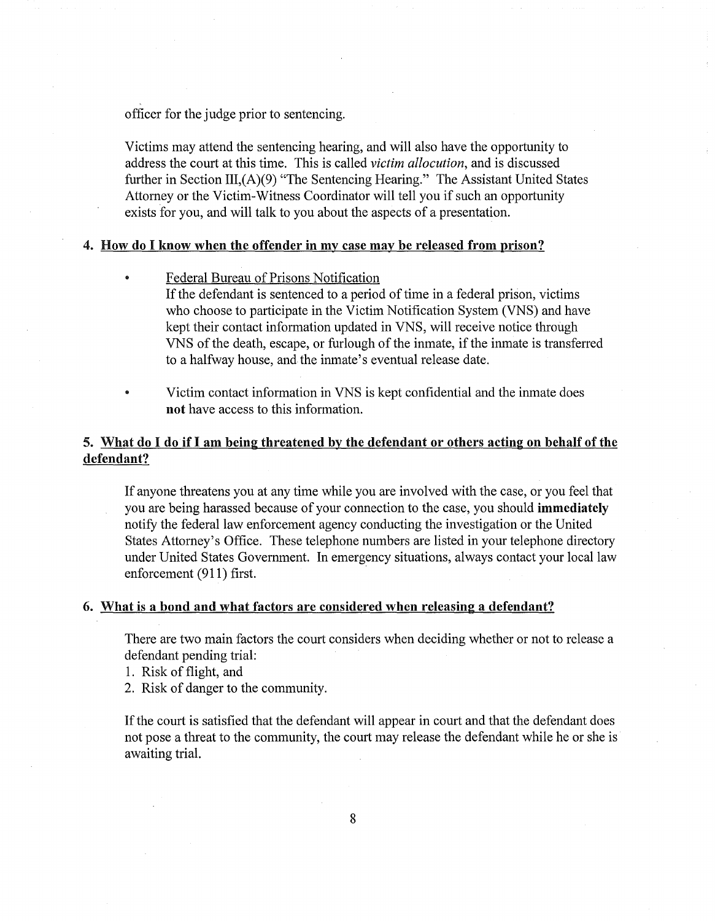officer for the judge prior to sentencing.

Victims may attend the sentencing hearing, and will also have the opportunity to address the court at this time. This is called *victim allocution*, and is discussed further in Section III,(A)(9) "The Sentencing Hearing." The Assistant United States Attorney or the Victim-Witness Coordinator will tell you if such an opportunity exists for you, and will talk to you about the aspects of a presentation.

## 4. How do I know when the offender in my case may be released from prison?

- Federal Bureau of Prisons Notification
  If the defendant is sentenced to a period of time in a federal prison, victims who choose to participate in the Victim Notification System (VNS) and have kept their contact information updated in VNS, will receive notice through VNS of the death, escape, or furlough of the inmate, if the inmate is transferred to a halfway house, and the inmate's eventual release date.

- Victim contact information in VNS is kept confidential and the inmate does **not** have access to this information.

## 5. What do I do if I am being threatened by the defendant or others acting on behalf of the defendant?

If anyone threatens you at any time while you are involved with the case, or you feel that you are being harassed because of your connection to the case, you should **immediately** notify the federal law enforcement agency conducting the investigation or the United States Attorney's Office. These telephone numbers are listed in your telephone directory under United States Government. In emergency situations, always contact your local law enforcement (911) first.

## 6. What is a bond and what factors are considered when releasing a defendant?

There are two main factors the court considers when deciding whether or not to release a defendant pending trial:

1. Risk of flight, and
2. Risk of danger to the community.

If the court is satisfied that the defendant will appear in court and that the defendant does not pose a threat to the community, the court may release the defendant while he or she is awaiting trial.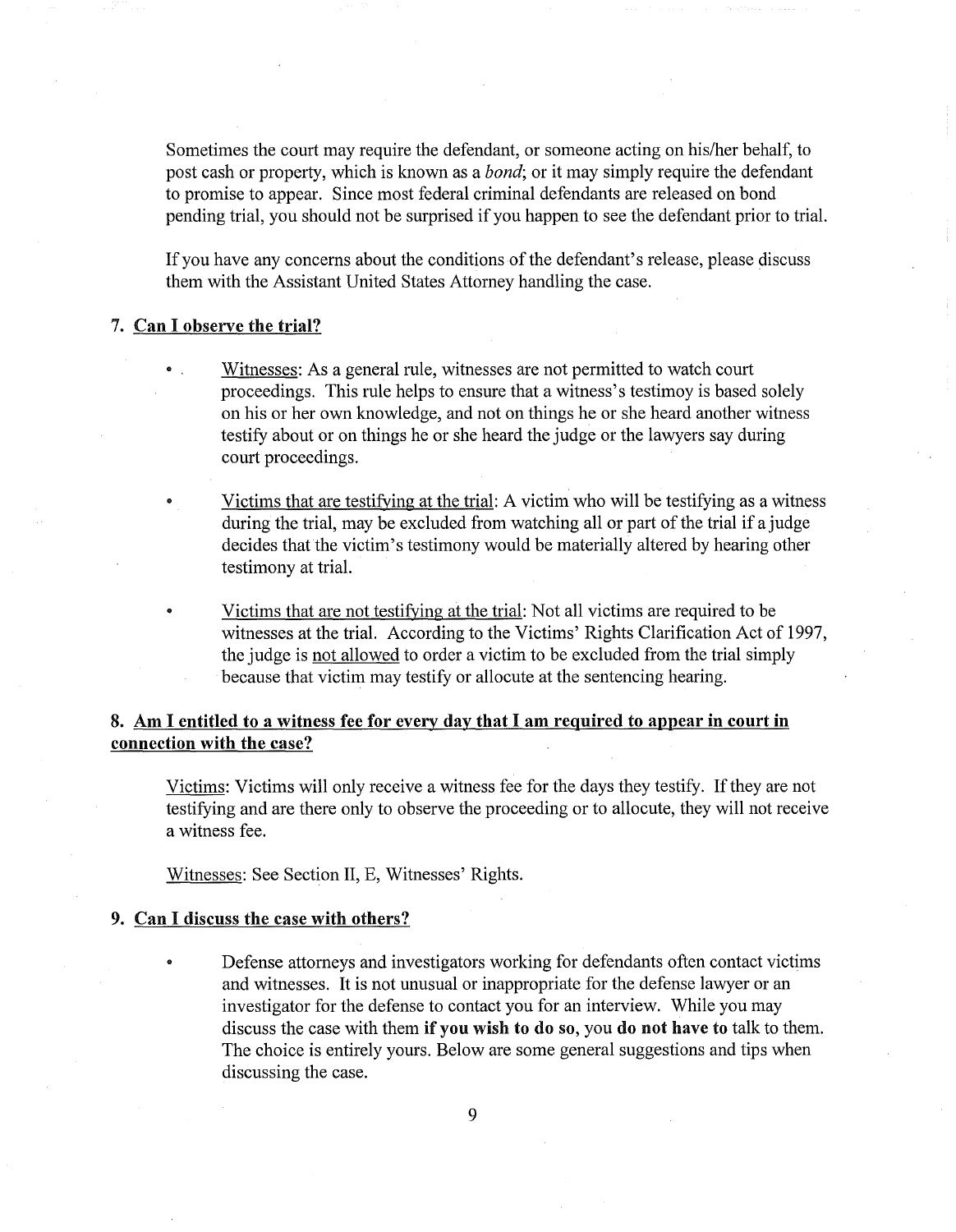Sometimes the court may require the defendant, or someone acting on his/her behalf, to post cash or property, which is known as a *bond*; or it may simply require the defendant to promise to appear. Since most federal criminal defendants are released on bond pending trial, you should not be surprised if you happen to see the defendant prior to trial.

If you have any concerns about the conditions of the defendant's release, please discuss them with the Assistant United States Attorney handling the case.

### 7. Can I observe the trial?

- Witnesses: As a general rule, witnesses are not permitted to watch court proceedings. This rule helps to ensure that a witness's testimoy is based solely on his or her own knowledge, and not on things he or she heard another witness testify about or on things he or she heard the judge or the lawyers say during court proceedings.

- Victims that are testifying at the trial: A victim who will be testifying as a witness during the trial, may be excluded from watching all or part of the trial if a judge decides that the victim's testimony would be materially altered by hearing other testimony at trial.

- Victims that are not testifying at the trial: Not all victims are required to be witnesses at the trial. According to the Victims' Rights Clarification Act of 1997, the judge is not allowed to order a victim to be excluded from the trial simply because that victim may testify or allocute at the sentencing hearing.

### 8. Am I entitled to a witness fee for every day that I am required to appear in court in connection with the case?

Victims: Victims will only receive a witness fee for the days they testify. If they are not testifying and are there only to observe the proceeding or to allocute, they will not receive a witness fee.

Witnesses: See Section II, E, Witnesses' Rights.

### 9. Can I discuss the case with others?

- Defense attorneys and investigators working for defendants often contact victims and witnesses. It is not unusual or inappropriate for the defense lawyer or an investigator for the defense to contact you for an interview. While you may discuss the case with them **if you wish to do so**, you **do not have to** talk to them. The choice is entirely yours. Below are some general suggestions and tips when discussing the case.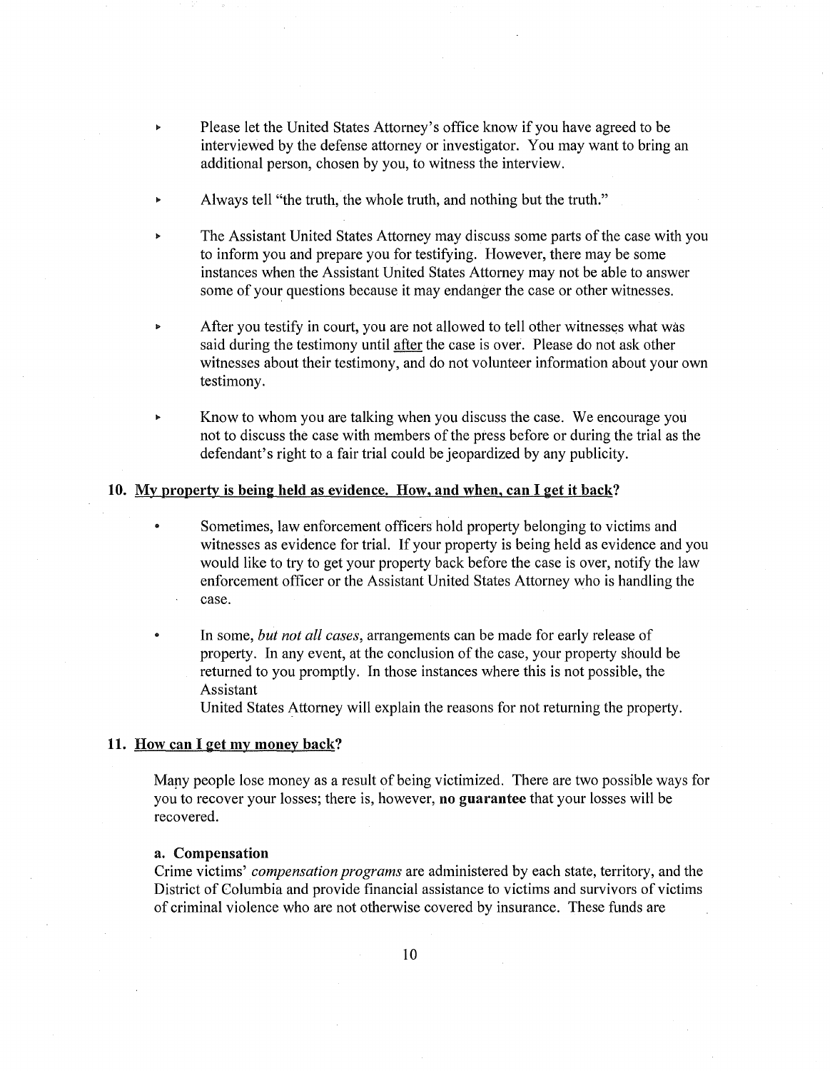- Please let the United States Attorney's office know if you have agreed to be interviewed by the defense attorney or investigator. You may want to bring an additional person, chosen by you, to witness the interview.

- Always tell "the truth, the whole truth, and nothing but the truth."

- The Assistant United States Attorney may discuss some parts of the case with you to inform you and prepare you for testifying. However, there may be some instances when the Assistant United States Attorney may not be able to answer some of your questions because it may endanger the case or other witnesses.

- After you testify in court, you are not allowed to tell other witnesses what was said during the testimony until <u>after</u> the case is over. Please do not ask other witnesses about their testimony, and do not volunteer information about your own testimony.

- Know to whom you are talking when you discuss the case. We encourage you not to discuss the case with members of the press before or during the trial as the defendant's right to a fair trial could be jeopardized by any publicity.

## 10. <u>My property is being held as evidence. How, and when, can I get it back?</u>

- Sometimes, law enforcement officers hold property belonging to victims and witnesses as evidence for trial. If your property is being held as evidence and you would like to try to get your property back before the case is over, notify the law enforcement officer or the Assistant United States Attorney who is handling the case.

- In some, *but not all cases*, arrangements can be made for early release of property. In any event, at the conclusion of the case, your property should be returned to you promptly. In those instances where this is not possible, the Assistant United States Attorney will explain the reasons for not returning the property.

## 11. <u>How can I get my money back?</u>

Many people lose money as a result of being victimized. There are two possible ways for you to recover your losses; there is, however, **no guarantee** that your losses will be recovered.

### a. Compensation

Crime victims' *compensation programs* are administered by each state, territory, and the District of Columbia and provide financial assistance to victims and survivors of victims of criminal violence who are not otherwise covered by insurance. These funds are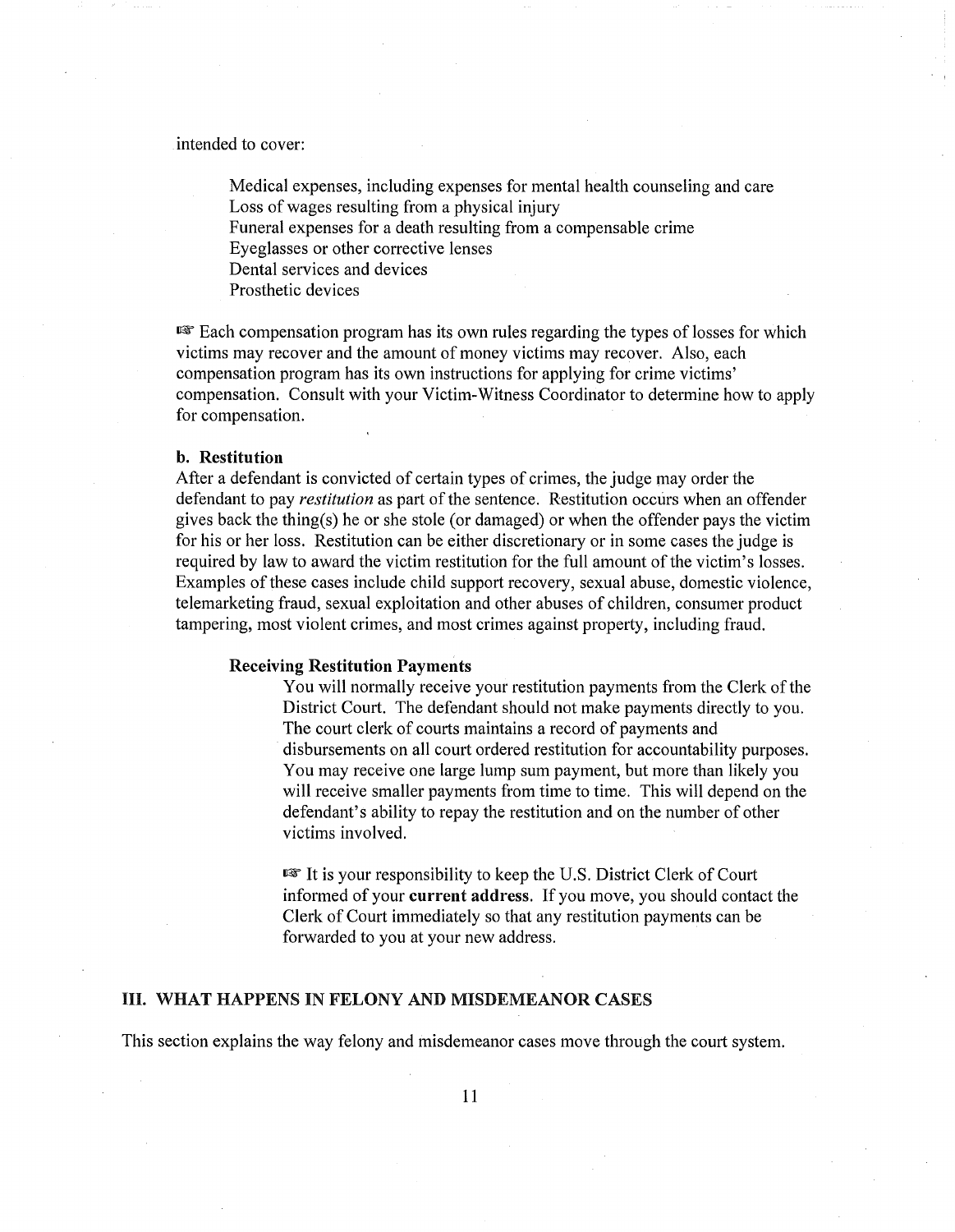intended to cover:

- Medical expenses, including expenses for mental health counseling and care
- Loss of wages resulting from a physical injury
- Funeral expenses for a death resulting from a compensable crime
- Eyeglasses or other corrective lenses
- Dental services and devices
- Prosthetic devices

☞ Each compensation program has its own rules regarding the types of losses for which victims may recover and the amount of money victims may recover. Also, each compensation program has its own instructions for applying for crime victims' compensation. Consult with your Victim-Witness Coordinator to determine how to apply for compensation.

**b. Restitution**

After a defendant is convicted of certain types of crimes, the judge may order the defendant to pay *restitution* as part of the sentence. Restitution occurs when an offender gives back the thing(s) he or she stole (or damaged) or when the offender pays the victim for his or her loss. Restitution can be either discretionary or in some cases the judge is required by law to award the victim restitution for the full amount of the victim's losses. Examples of these cases include child support recovery, sexual abuse, domestic violence, telemarketing fraud, sexual exploitation and other abuses of children, consumer product tampering, most violent crimes, and most crimes against property, including fraud.

**Receiving Restitution Payments**

You will normally receive your restitution payments from the Clerk of the District Court. The defendant should not make payments directly to you. The court clerk of courts maintains a record of payments and disbursements on all court ordered restitution for accountability purposes. You may receive one large lump sum payment, but more than likely you will receive smaller payments from time to time. This will depend on the defendant's ability to repay the restitution and on the number of other victims involved.

☞ It is your responsibility to keep the U.S. District Clerk of Court informed of your **current address**. If you move, you should contact the Clerk of Court immediately so that any restitution payments can be forwarded to you at your new address.

## III. WHAT HAPPENS IN FELONY AND MISDEMEANOR CASES

This section explains the way felony and misdemeanor cases move through the court system.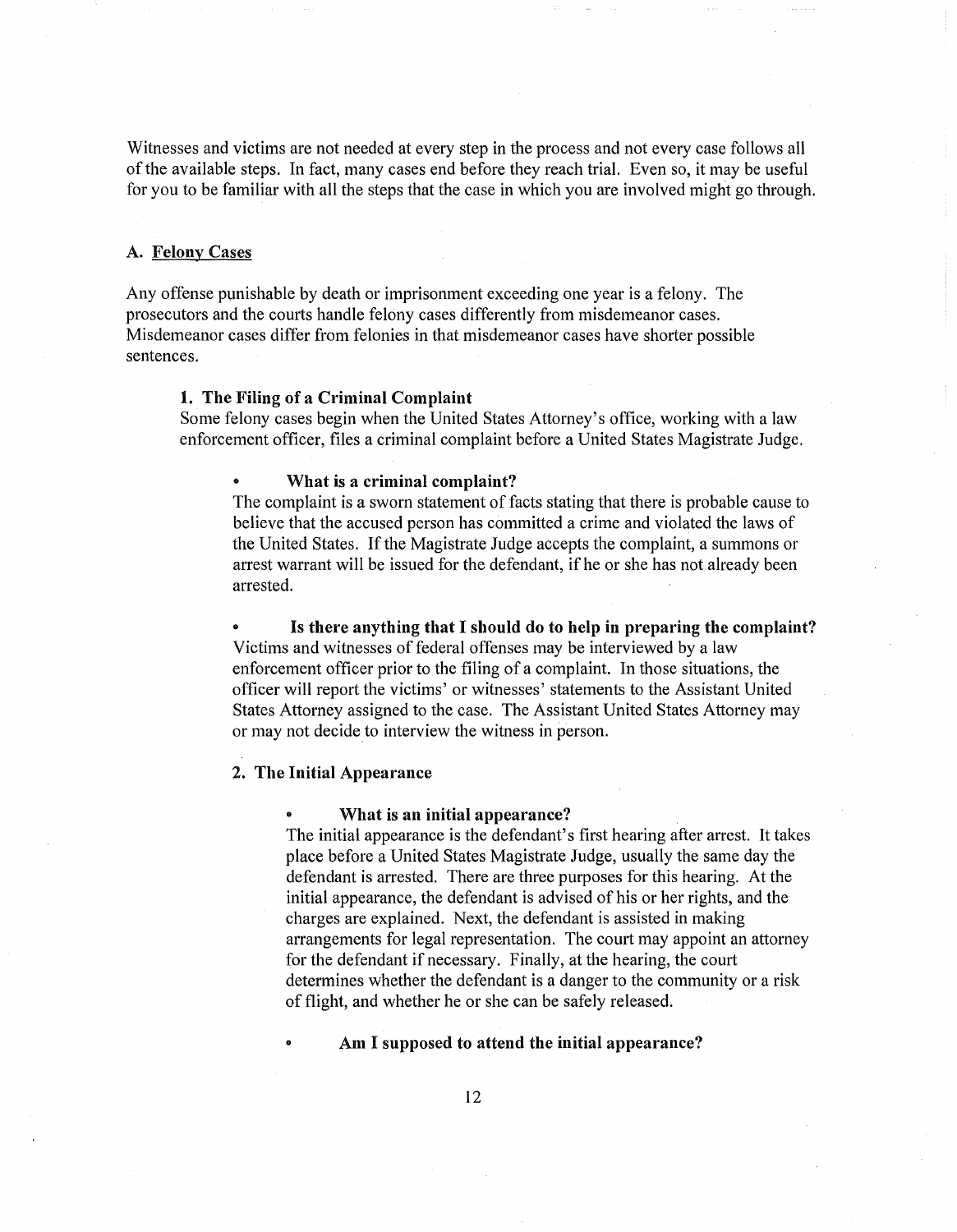Witnesses and victims are not needed at every step in the process and not every case follows all of the available steps. In fact, many cases end before they reach trial. Even so, it may be useful for you to be familiar with all the steps that the case in which you are involved might go through.

## A. Felony Cases

Any offense punishable by death or imprisonment exceeding one year is a felony. The prosecutors and the courts handle felony cases differently from misdemeanor cases. Misdemeanor cases differ from felonies in that misdemeanor cases have shorter possible sentences.

### 1. The Filing of a Criminal Complaint

Some felony cases begin when the United States Attorney's office, working with a law enforcement officer, files a criminal complaint before a United States Magistrate Judge.

- **What is a criminal complaint?**

The complaint is a sworn statement of facts stating that there is probable cause to believe that the accused person has committed a crime and violated the laws of the United States. If the Magistrate Judge accepts the complaint, a summons or arrest warrant will be issued for the defendant, if he or she has not already been arrested.

- **Is there anything that I should do to help in preparing the complaint?**

Victims and witnesses of federal offenses may be interviewed by a law enforcement officer prior to the filing of a complaint. In those situations, the officer will report the victims' or witnesses' statements to the Assistant United States Attorney assigned to the case. The Assistant United States Attorney may or may not decide to interview the witness in person.

### 2. The Initial Appearance

- **What is an initial appearance?**

The initial appearance is the defendant's first hearing after arrest. It takes place before a United States Magistrate Judge, usually the same day the defendant is arrested. There are three purposes for this hearing. At the initial appearance, the defendant is advised of his or her rights, and the charges are explained. Next, the defendant is assisted in making arrangements for legal representation. The court may appoint an attorney for the defendant if necessary. Finally, at the hearing, the court determines whether the defendant is a danger to the community or a risk of flight, and whether he or she can be safely released.

- **Am I supposed to attend the initial appearance?**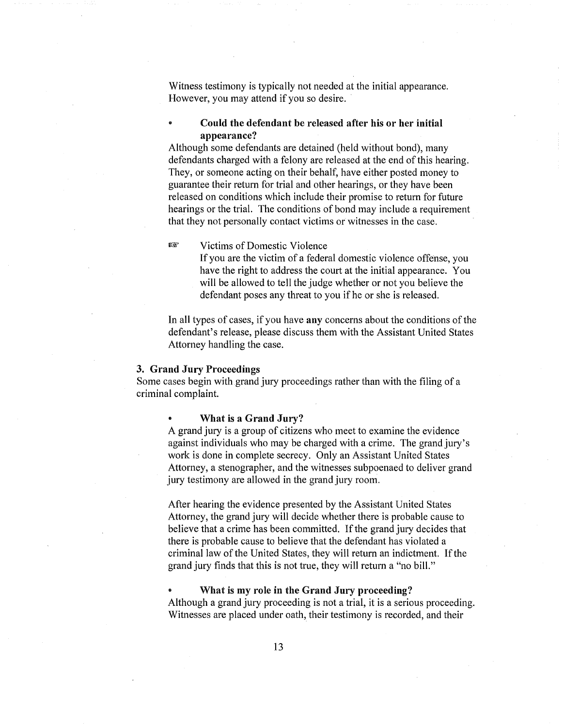Witness testimony is typically not needed at the initial appearance. However, you may attend if you so desire.

- **Could the defendant be released after his or her initial appearance?**

Although some defendants are detained (held without bond), many defendants charged with a felony are released at the end of this hearing. They, or someone acting on their behalf, have either posted money to guarantee their return for trial and other hearings, or they have been released on conditions which include their promise to return for future hearings or the trial. The conditions of bond may include a requirement that they not personally contact victims or witnesses in the case.

☞ Victims of Domestic Violence

If you are the victim of a federal domestic violence offense, you have the right to address the court at the initial appearance. You will be allowed to tell the judge whether or not you believe the defendant poses any threat to you if he or she is released.

In all types of cases, if you have **any** concerns about the conditions of the defendant's release, please discuss them with the Assistant United States Attorney handling the case.

### 3. Grand Jury Proceedings

Some cases begin with grand jury proceedings rather than with the filing of a criminal complaint.

- **What is a Grand Jury?**

A grand jury is a group of citizens who meet to examine the evidence against individuals who may be charged with a crime. The grand jury's work is done in complete secrecy. Only an Assistant United States Attorney, a stenographer, and the witnesses subpoenaed to deliver grand jury testimony are allowed in the grand jury room.

After hearing the evidence presented by the Assistant United States Attorney, the grand jury will decide whether there is probable cause to believe that a crime has been committed. If the grand jury decides that there is probable cause to believe that the defendant has violated a criminal law of the United States, they will return an indictment. If the grand jury finds that this is not true, they will return a "no bill."

- **What is my role in the Grand Jury proceeding?**

Although a grand jury proceeding is not a trial, it is a serious proceeding. Witnesses are placed under oath, their testimony is recorded, and their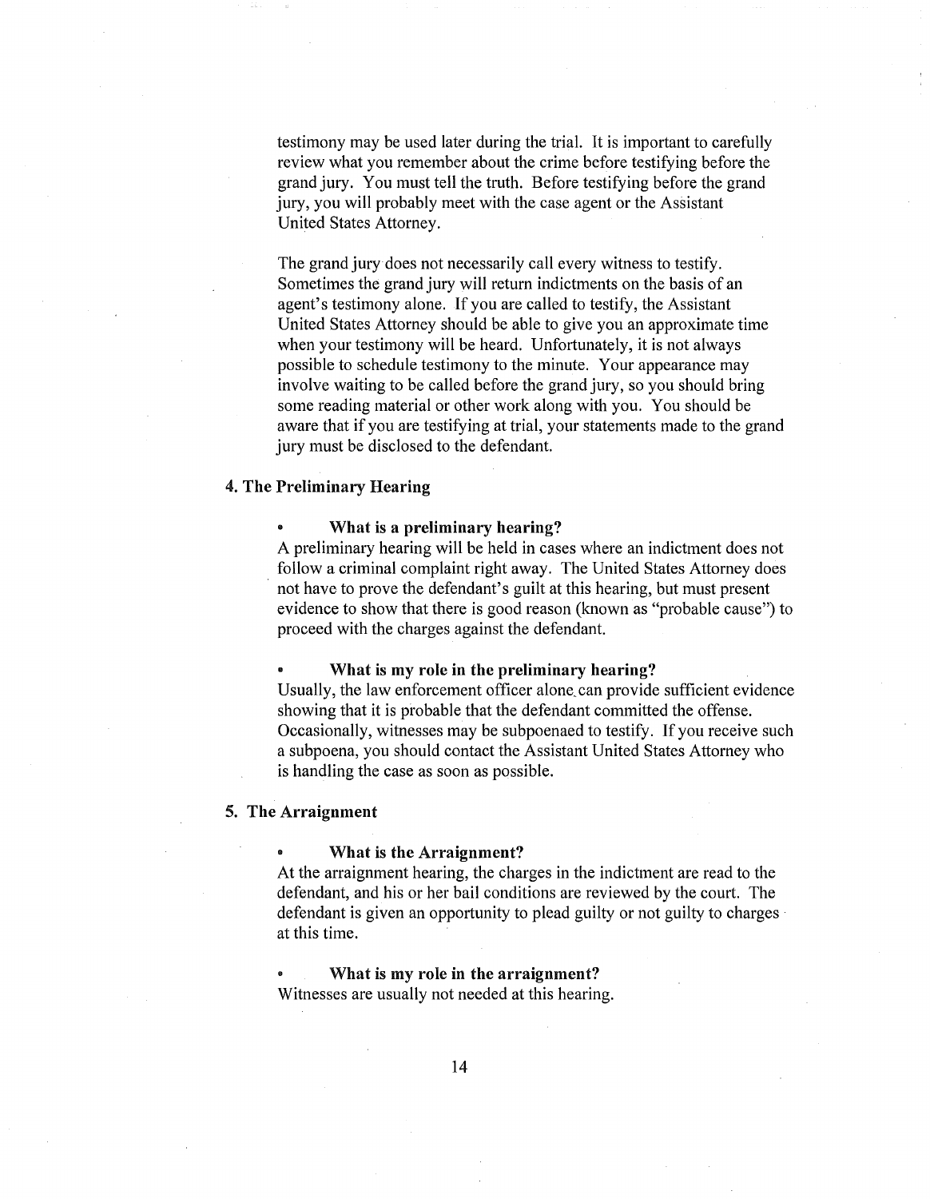testimony may be used later during the trial. It is important to carefully review what you remember about the crime before testifying before the grand jury. You must tell the truth. Before testifying before the grand jury, you will probably meet with the case agent or the Assistant United States Attorney.

The grand jury does not necessarily call every witness to testify. Sometimes the grand jury will return indictments on the basis of an agent's testimony alone. If you are called to testify, the Assistant United States Attorney should be able to give you an approximate time when your testimony will be heard. Unfortunately, it is not always possible to schedule testimony to the minute. Your appearance may involve waiting to be called before the grand jury, so you should bring some reading material or other work along with you. You should be aware that if you are testifying at trial, your statements made to the grand jury must be disclosed to the defendant.

### 4. The Preliminary Hearing

- **What is a preliminary hearing?**

A preliminary hearing will be held in cases where an indictment does not follow a criminal complaint right away. The United States Attorney does not have to prove the defendant's guilt at this hearing, but must present evidence to show that there is good reason (known as "probable cause") to proceed with the charges against the defendant.

- **What is my role in the preliminary hearing?**

Usually, the law enforcement officer alone can provide sufficient evidence showing that it is probable that the defendant committed the offense. Occasionally, witnesses may be subpoenaed to testify. If you receive such a subpoena, you should contact the Assistant United States Attorney who is handling the case as soon as possible.

### 5. The Arraignment

- **What is the Arraignment?**

At the arraignment hearing, the charges in the indictment are read to the defendant, and his or her bail conditions are reviewed by the court. The defendant is given an opportunity to plead guilty or not guilty to charges at this time.

- **What is my role in the arraignment?**

Witnesses are usually not needed at this hearing.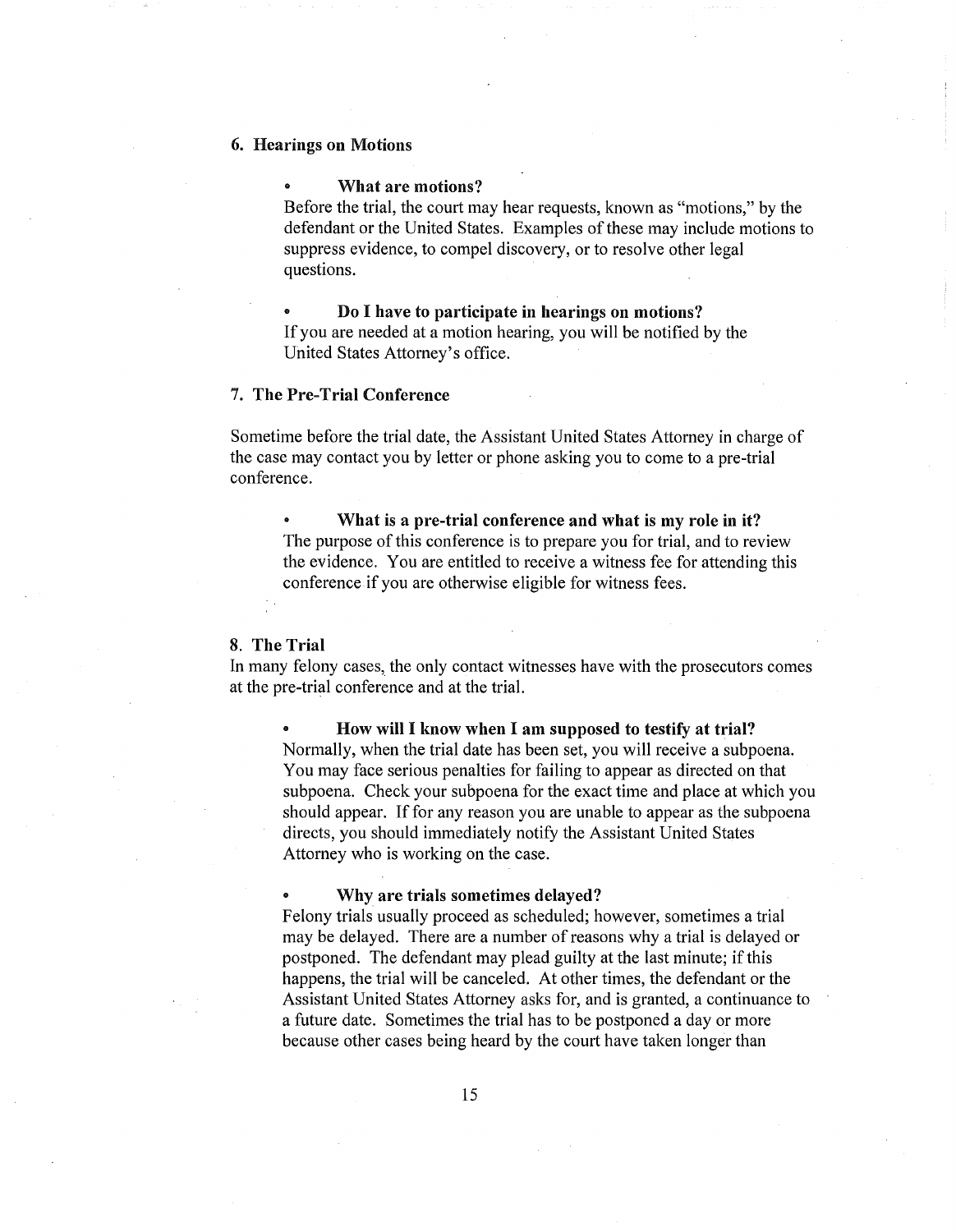## 6. Hearings on Motions

- **What are motions?**

Before the trial, the court may hear requests, known as "motions," by the defendant or the United States. Examples of these may include motions to suppress evidence, to compel discovery, or to resolve other legal questions.

- **Do I have to participate in hearings on motions?**

If you are needed at a motion hearing, you will be notified by the United States Attorney's office.

## 7. The Pre-Trial Conference

Sometime before the trial date, the Assistant United States Attorney in charge of the case may contact you by letter or phone asking you to come to a pre-trial conference.

- **What is a pre-trial conference and what is my role in it?**

The purpose of this conference is to prepare you for trial, and to review the evidence. You are entitled to receive a witness fee for attending this conference if you are otherwise eligible for witness fees.

## 8. The Trial

In many felony cases, the only contact witnesses have with the prosecutors comes at the pre-trial conference and at the trial.

- **How will I know when I am supposed to testify at trial?**

Normally, when the trial date has been set, you will receive a subpoena. You may face serious penalties for failing to appear as directed on that subpoena. Check your subpoena for the exact time and place at which you should appear. If for any reason you are unable to appear as the subpoena directs, you should immediately notify the Assistant United States Attorney who is working on the case.

- **Why are trials sometimes delayed?**

Felony trials usually proceed as scheduled; however, sometimes a trial may be delayed. There are a number of reasons why a trial is delayed or postponed. The defendant may plead guilty at the last minute; if this happens, the trial will be canceled. At other times, the defendant or the Assistant United States Attorney asks for, and is granted, a continuance to a future date. Sometimes the trial has to be postponed a day or more because other cases being heard by the court have taken longer than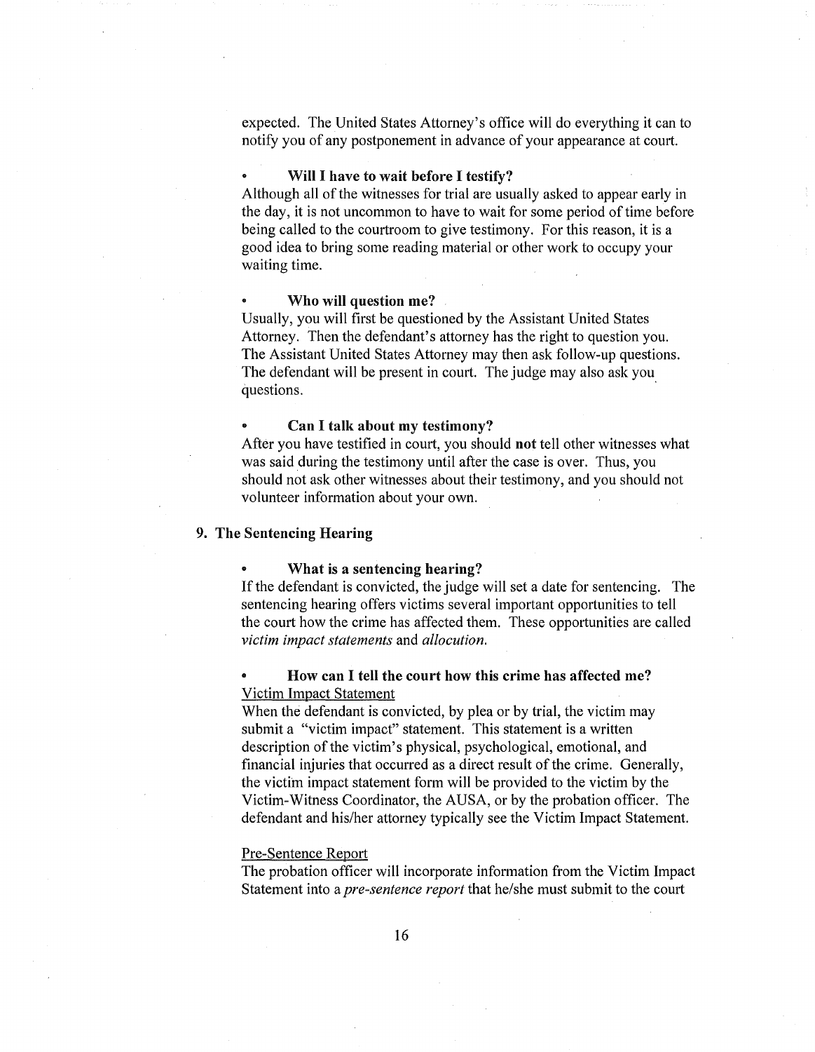expected. The United States Attorney's office will do everything it can to notify you of any postponement in advance of your appearance at court.

- **Will I have to wait before I testify?**

Although all of the witnesses for trial are usually asked to appear early in the day, it is not uncommon to have to wait for some period of time before being called to the courtroom to give testimony. For this reason, it is a good idea to bring some reading material or other work to occupy your waiting time.

- **Who will question me?**

Usually, you will first be questioned by the Assistant United States Attorney. Then the defendant's attorney has the right to question you. The Assistant United States Attorney may then ask follow-up questions. The defendant will be present in court. The judge may also ask you questions.

- **Can I talk about my testimony?**

After you have testified in court, you should **not** tell other witnesses what was said during the testimony until after the case is over. Thus, you should not ask other witnesses about their testimony, and you should not volunteer information about your own.

## 9. The Sentencing Hearing

- **What is a sentencing hearing?**

If the defendant is convicted, the judge will set a date for sentencing. The sentencing hearing offers victims several important opportunities to tell the court how the crime has affected them. These opportunities are called *victim impact statements* and *allocution.*

- **How can I tell the court how this crime has affected me?**

<u>Victim Impact Statement</u>

When the defendant is convicted, by plea or by trial, the victim may submit a "victim impact" statement. This statement is a written description of the victim's physical, psychological, emotional, and financial injuries that occurred as a direct result of the crime. Generally, the victim impact statement form will be provided to the victim by the Victim-Witness Coordinator, the AUSA, or by the probation officer. The defendant and his/her attorney typically see the Victim Impact Statement.

<u>Pre-Sentence Report</u>

The probation officer will incorporate information from the Victim Impact Statement into a *pre-sentence report* that he/she must submit to the court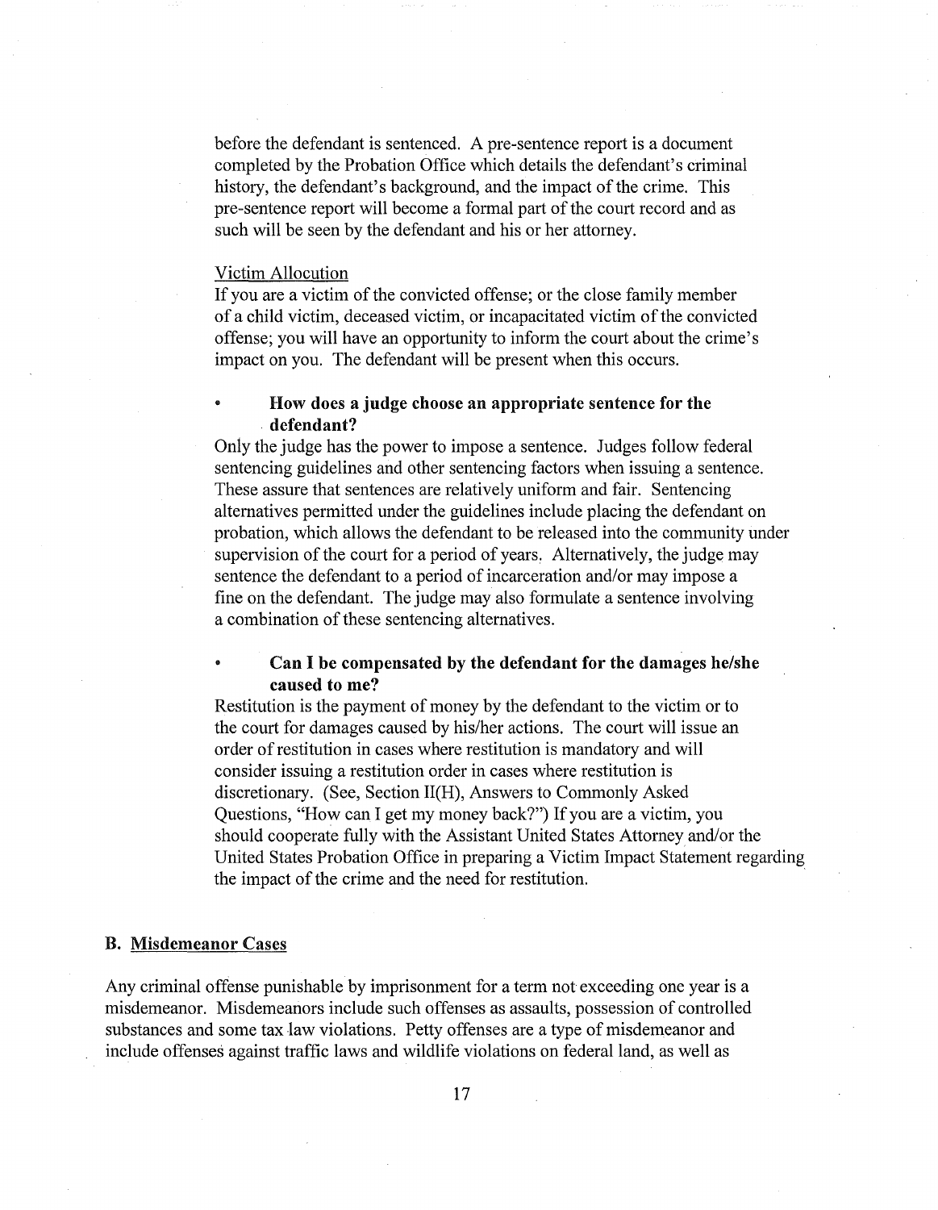before the defendant is sentenced. A pre-sentence report is a document completed by the Probation Office which details the defendant's criminal history, the defendant's background, and the impact of the crime. This pre-sentence report will become a formal part of the court record and as such will be seen by the defendant and his or her attorney.

Victim Allocution

If you are a victim of the convicted offense; or the close family member of a child victim, deceased victim, or incapacitated victim of the convicted offense; you will have an opportunity to inform the court about the crime's impact on you. The defendant will be present when this occurs.

- **How does a judge choose an appropriate sentence for the defendant?**

Only the judge has the power to impose a sentence. Judges follow federal sentencing guidelines and other sentencing factors when issuing a sentence. These assure that sentences are relatively uniform and fair. Sentencing alternatives permitted under the guidelines include placing the defendant on probation, which allows the defendant to be released into the community under supervision of the court for a period of years. Alternatively, the judge may sentence the defendant to a period of incarceration and/or may impose a fine on the defendant. The judge may also formulate a sentence involving a combination of these sentencing alternatives.

- **Can I be compensated by the defendant for the damages he/she caused to me?**

Restitution is the payment of money by the defendant to the victim or to the court for damages caused by his/her actions. The court will issue an order of restitution in cases where restitution is mandatory and will consider issuing a restitution order in cases where restitution is discretionary. (See, Section II(H), Answers to Commonly Asked Questions, "How can I get my money back?") If you are a victim, you should cooperate fully with the Assistant United States Attorney and/or the United States Probation Office in preparing a Victim Impact Statement regarding the impact of the crime and the need for restitution.

## B. Misdemeanor Cases

Any criminal offense punishable by imprisonment for a term not exceeding one year is a misdemeanor. Misdemeanors include such offenses as assaults, possession of controlled substances and some tax law violations. Petty offenses are a type of misdemeanor and include offenses against traffic laws and wildlife violations on federal land, as well as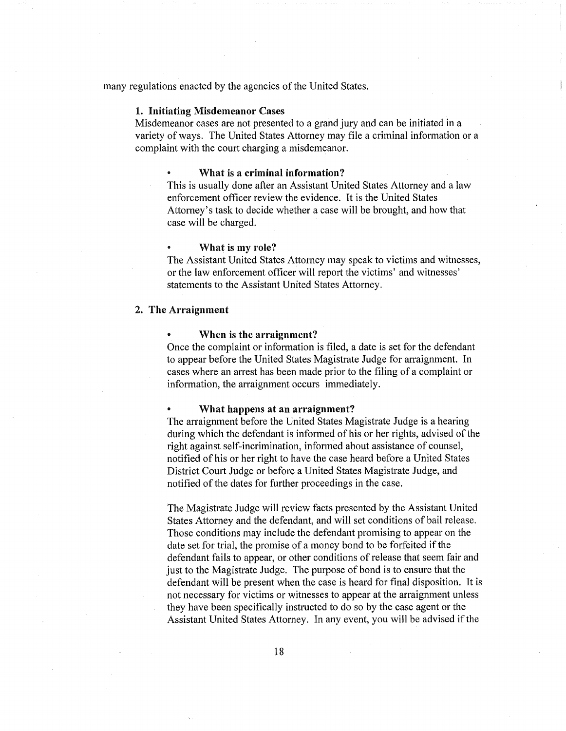many regulations enacted by the agencies of the United States.

### 1. Initiating Misdemeanor Cases

Misdemeanor cases are not presented to a grand jury and can be initiated in a variety of ways. The United States Attorney may file a criminal information or a complaint with the court charging a misdemeanor.

- **What is a criminal information?**

This is usually done after an Assistant United States Attorney and a law enforcement officer review the evidence. It is the United States Attorney's task to decide whether a case will be brought, and how that case will be charged.

- **What is my role?**

The Assistant United States Attorney may speak to victims and witnesses, or the law enforcement officer will report the victims' and witnesses' statements to the Assistant United States Attorney.

### 2. The Arraignment

- **When is the arraignment?**

Once the complaint or information is filed, a date is set for the defendant to appear before the United States Magistrate Judge for arraignment. In cases where an arrest has been made prior to the filing of a complaint or information, the arraignment occurs immediately.

- **What happens at an arraignment?**

The arraignment before the United States Magistrate Judge is a hearing during which the defendant is informed of his or her rights, advised of the right against self-incrimination, informed about assistance of counsel, notified of his or her right to have the case heard before a United States District Court Judge or before a United States Magistrate Judge, and notified of the dates for further proceedings in the case.

The Magistrate Judge will review facts presented by the Assistant United States Attorney and the defendant, and will set conditions of bail release. Those conditions may include the defendant promising to appear on the date set for trial, the promise of a money bond to be forfeited if the defendant fails to appear, or other conditions of release that seem fair and just to the Magistrate Judge. The purpose of bond is to ensure that the defendant will be present when the case is heard for final disposition. It is not necessary for victims or witnesses to appear at the arraignment unless they have been specifically instructed to do so by the case agent or the Assistant United States Attorney. In any event, you will be advised if the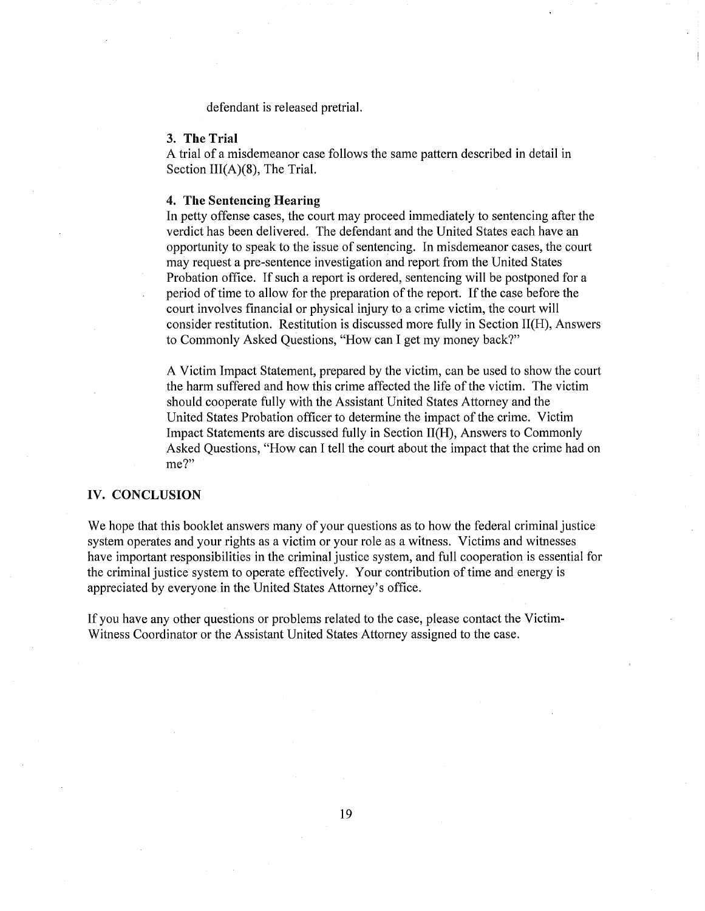defendant is released pretrial.

### 3. The Trial

A trial of a misdemeanor case follows the same pattern described in detail in Section III(A)(8), The Trial.

### 4. The Sentencing Hearing

In petty offense cases, the court may proceed immediately to sentencing after the verdict has been delivered. The defendant and the United States each have an opportunity to speak to the issue of sentencing. In misdemeanor cases, the court may request a pre-sentence investigation and report from the United States Probation office. If such a report is ordered, sentencing will be postponed for a period of time to allow for the preparation of the report. If the case before the court involves financial or physical injury to a crime victim, the court will consider restitution. Restitution is discussed more fully in Section II(H), Answers to Commonly Asked Questions, "How can I get my money back?"

A Victim Impact Statement, prepared by the victim, can be used to show the court the harm suffered and how this crime affected the life of the victim. The victim should cooperate fully with the Assistant United States Attorney and the United States Probation officer to determine the impact of the crime. Victim Impact Statements are discussed fully in Section II(H), Answers to Commonly Asked Questions, "How can I tell the court about the impact that the crime had on me?"

## IV. CONCLUSION

We hope that this booklet answers many of your questions as to how the federal criminal justice system operates and your rights as a victim or your role as a witness. Victims and witnesses have important responsibilities in the criminal justice system, and full cooperation is essential for the criminal justice system to operate effectively. Your contribution of time and energy is appreciated by everyone in the United States Attorney's office.

If you have any other questions or problems related to the case, please contact the Victim-Witness Coordinator or the Assistant United States Attorney assigned to the case.